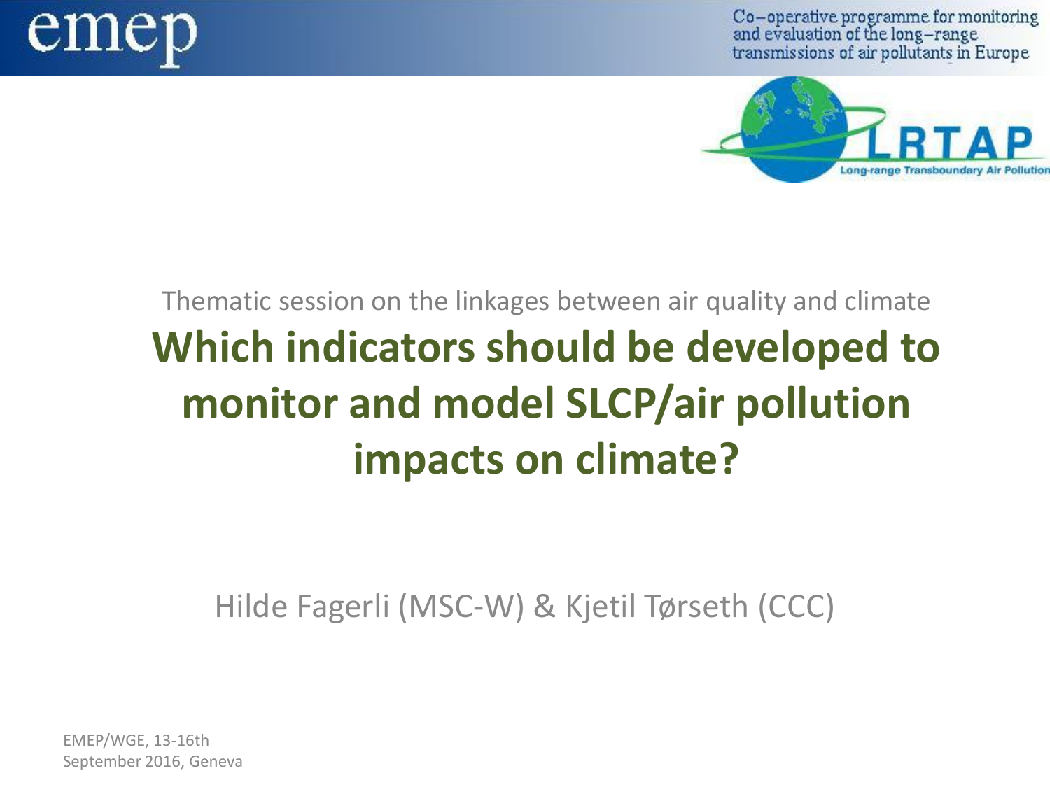emep

Co–operative programme for monitoring and evaluation of the long–range transmissions of air pollutants in Europe

LRTAP

Long-range Transboundary Air Pollution

Thematic session on the linkages between air quality and climate

# Which indicators should be developed to monitor and model SLCP/air pollution impacts on climate?

Hilde Fagerli (MSC-W) & Kjetil Tørseth (CCC)

EMEP/WGE, 13-16th September 2016, Geneva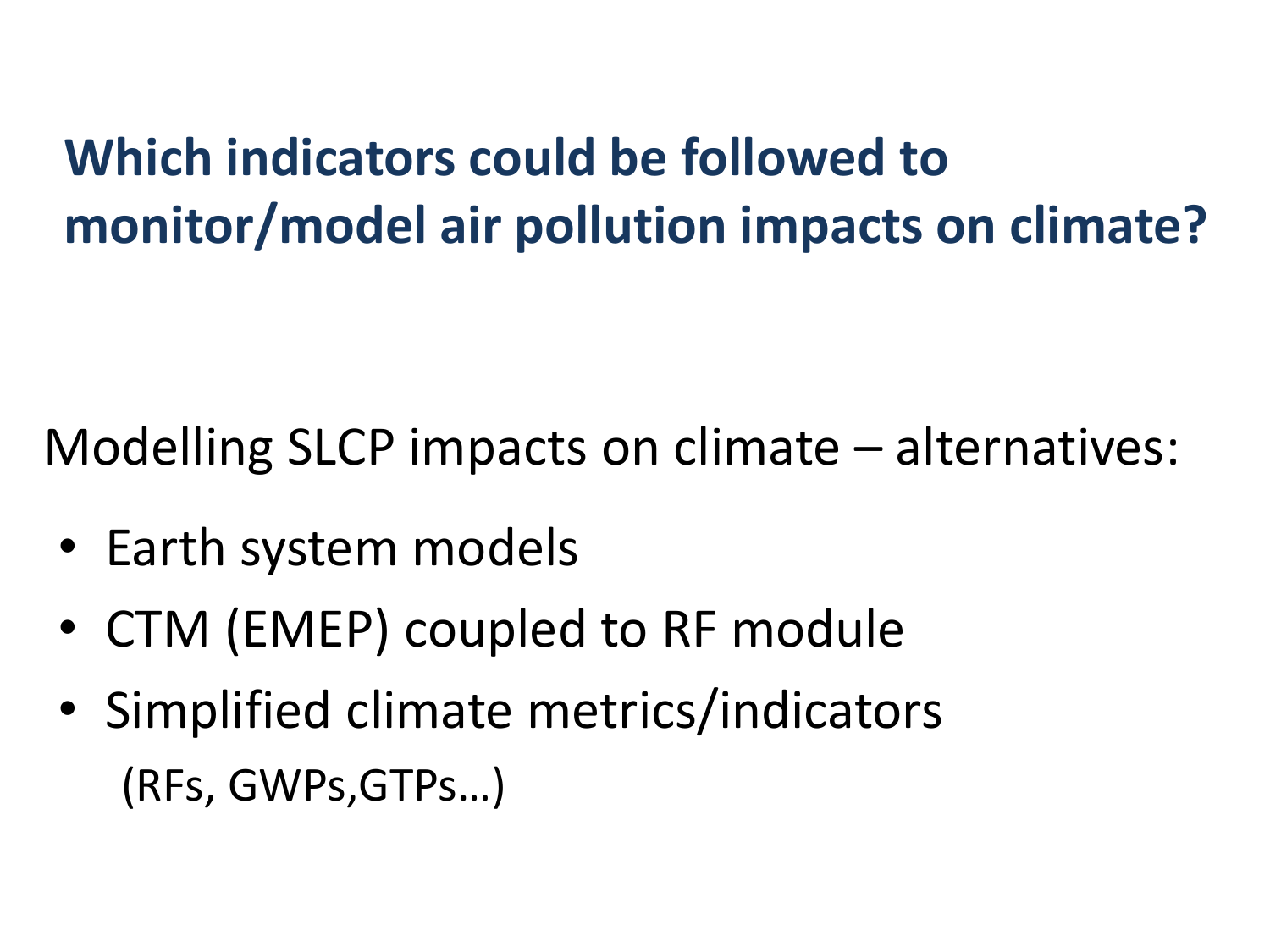## Which indicators could be followed to monitor/model air pollution impacts on climate?

Modelling SLCP impacts on climate – alternatives:

- Earth system models
- CTM (EMEP) coupled to RF module
- Simplified climate metrics/indicators
  (RFs, GWPs,GTPs…)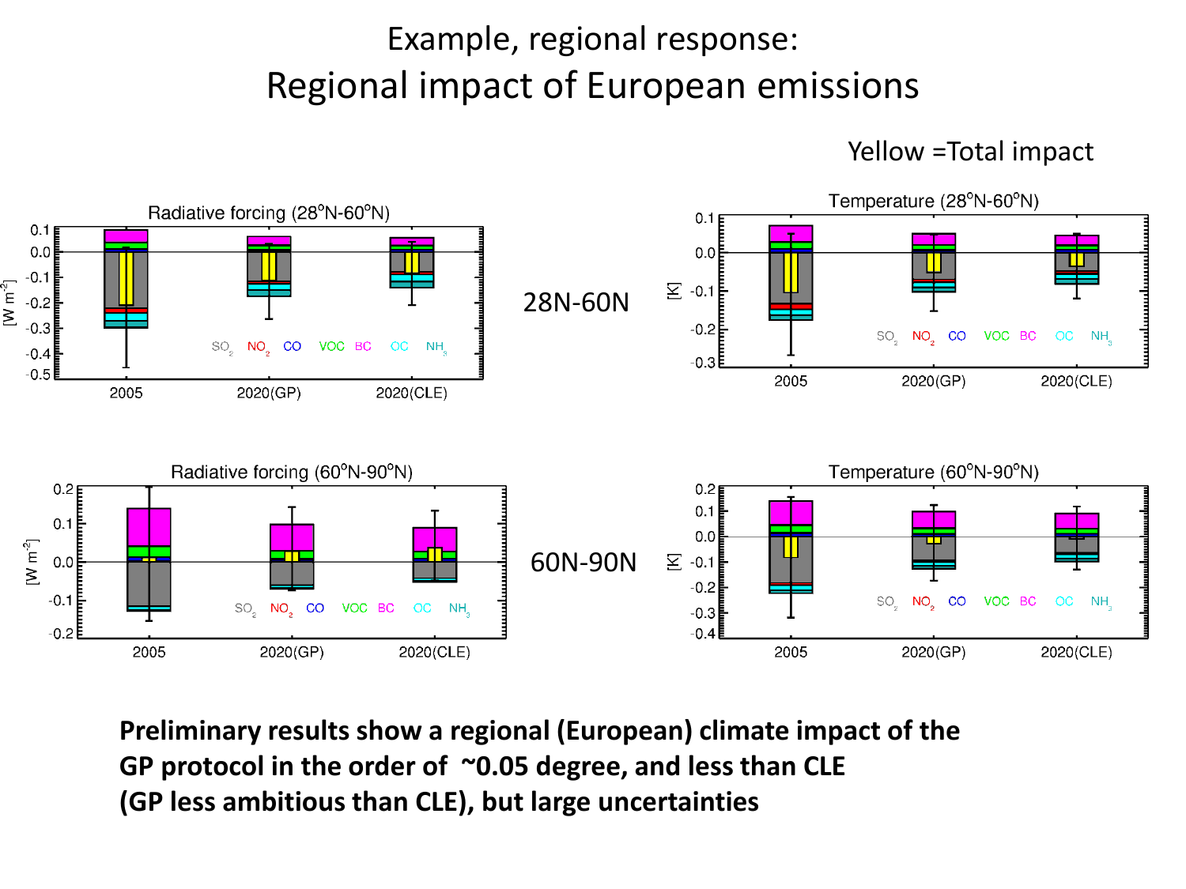# Example, regional response:

## Regional impact of European emissions

Yellow =Total impact

Radiative forcing (28°N-60°N)

Temperature (28°N-60°N)

28N-60N

Radiative forcing (60°N-90°N)

Temperature (60°N-90°N)

60N-90N

**Preliminary results show a regional (European) climate impact of the GP protocol in the order of ~0.05 degree, and less than CLE (GP less ambitious than CLE), but large uncertainties**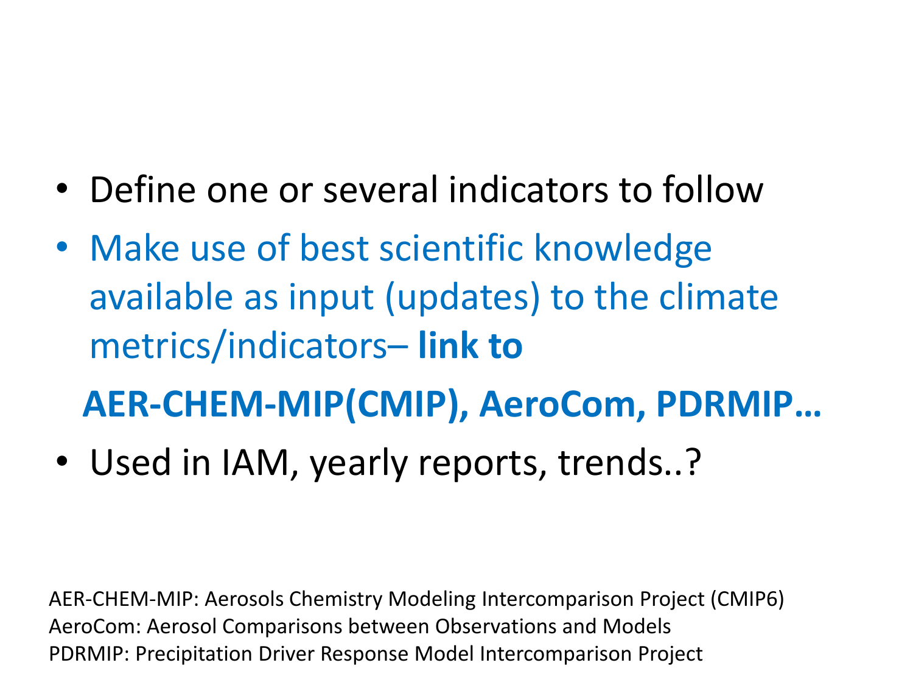- Define one or several indicators to follow
- Make use of best scientific knowledge available as input (updates) to the climate metrics/indicators– **link to**

  **AER-CHEM-MIP(CMIP), AeroCom, PDRMIP…**
- Used in IAM, yearly reports, trends..?

AER-CHEM-MIP: Aerosols Chemistry Modeling Intercomparison Project (CMIP6)
AeroCom: Aerosol Comparisons between Observations and Models
PDRMIP: Precipitation Driver Response Model Intercomparison Project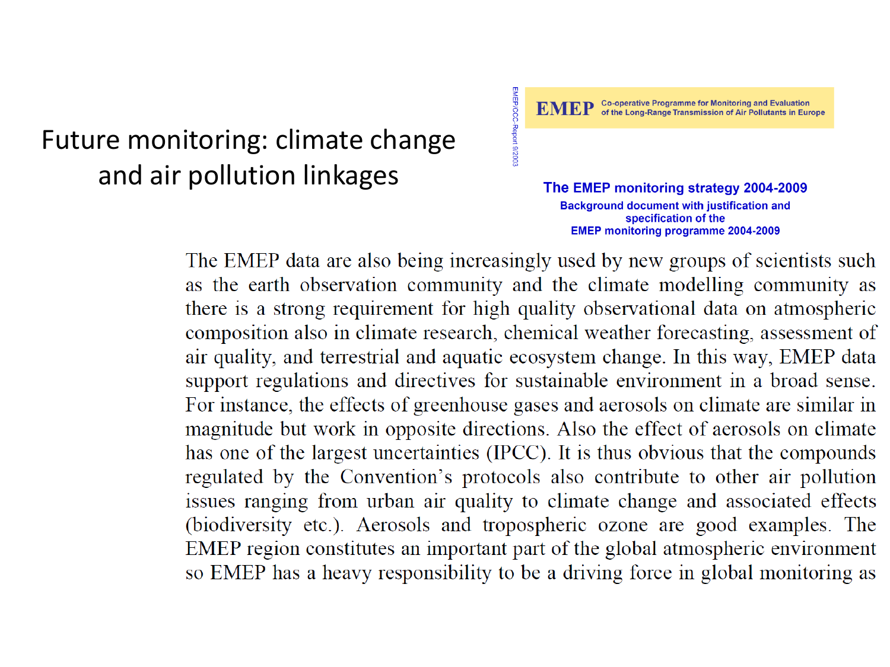# Future monitoring: climate change and air pollution linkages

EMEP/CCC-Report 9/2003

**EMEP** Co-operative Programme for Monitoring and Evaluation of the Long-Range Transmission of Air Pollutants in Europe

**The EMEP monitoring strategy 2004-2009**

**Background document with justification and specification of the EMEP monitoring programme 2004-2009**

The EMEP data are also being increasingly used by new groups of scientists such as the earth observation community and the climate modelling community as there is a strong requirement for high quality observational data on atmospheric composition also in climate research, chemical weather forecasting, assessment of air quality, and terrestrial and aquatic ecosystem change. In this way, EMEP data support regulations and directives for sustainable environment in a broad sense. For instance, the effects of greenhouse gases and aerosols on climate are similar in magnitude but work in opposite directions. Also the effect of aerosols on climate has one of the largest uncertainties (IPCC). It is thus obvious that the compounds regulated by the Convention's protocols also contribute to other air pollution issues ranging from urban air quality to climate change and associated effects (biodiversity etc.). Aerosols and tropospheric ozone are good examples. The EMEP region constitutes an important part of the global atmospheric environment so EMEP has a heavy responsibility to be a driving force in global monitoring as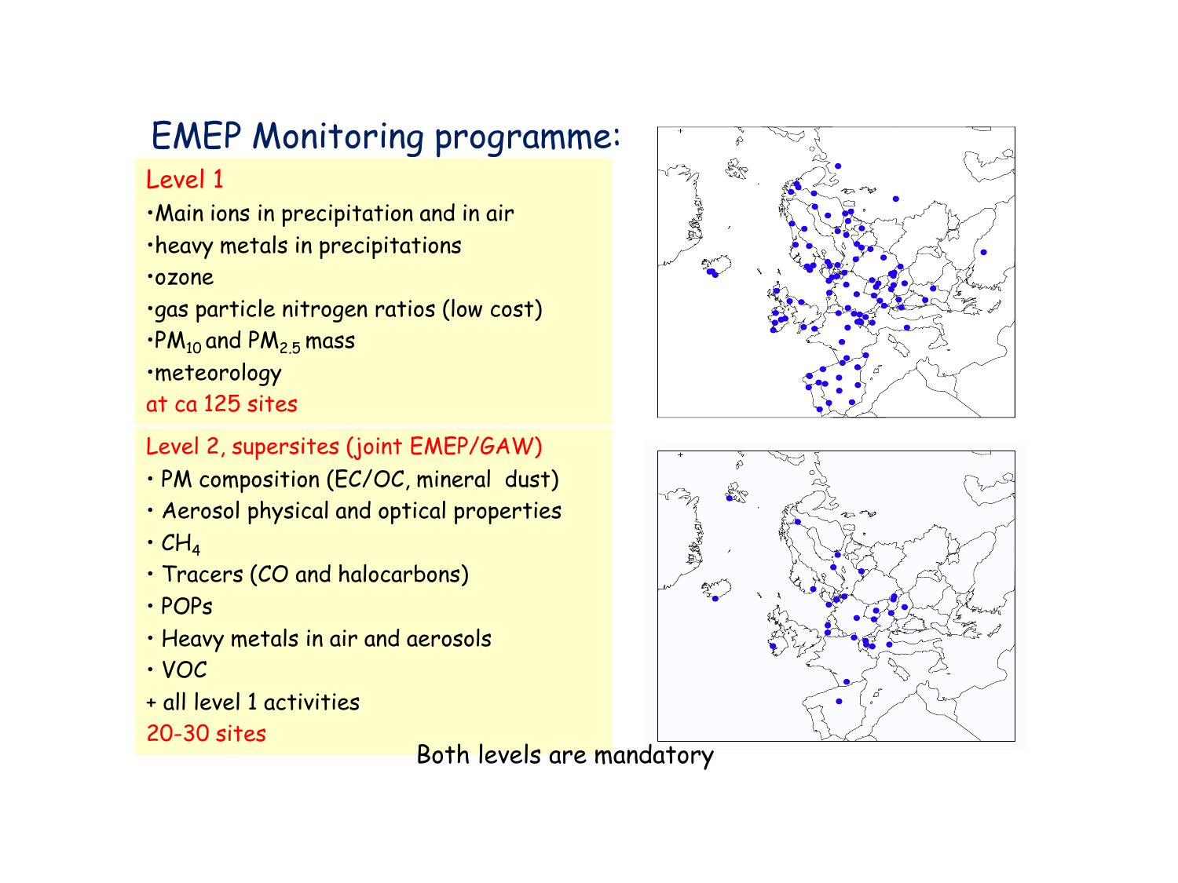# EMEP Monitoring programme:

Level 1

- Main ions in precipitation and in air
- heavy metals in precipitations
- ozone
- gas particle nitrogen ratios (low cost)
- $PM_{10}$ and $PM_{2.5}$ mass
- meteorology

at ca 125 sites

Level 2, supersites (joint EMEP/GAW)

- PM composition (EC/OC, mineral dust)
- Aerosol physical and optical properties
- $CH_4$
- Tracers (CO and halocarbons)
- POPs
- Heavy metals in air and aerosols
- VOC

+ all level 1 activities

20-30 sites

Both levels are mandatory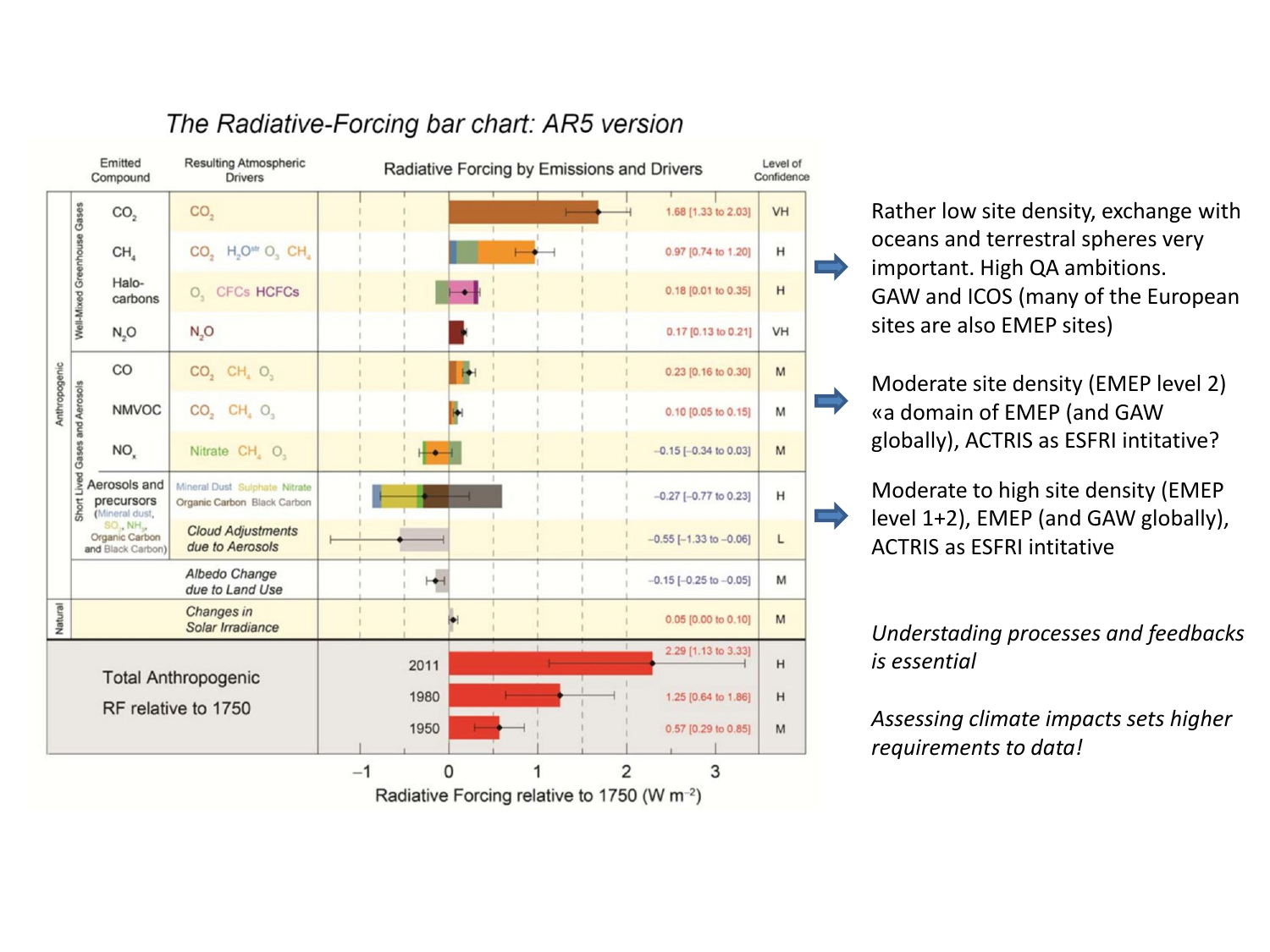## The Radiative-Forcing bar chart: AR5 version

| Emitted Compound | Resulting Atmospheric Drivers | Radiative Forcing by Emissions and Drivers | Level of Confidence |
|---|---|---|---|
| $CO_2$ | $CO_2$ | 1.68 [1.33 to 2.03] | VH |
| $CH_4$ | $CO_2$ $H_2O^{str}$ $O_3$ $CH_4$ | 0.97 [0.74 to 1.20] | H |
| Halo-carbons | $O_3$ CFCs HCFCs | 0.18 [0.01 to 0.35] | H |
| $N_2O$ | $N_2O$ | 0.17 [0.13 to 0.21] | VH |
| CO | $CO_2$ $CH_4$ $O_3$ | 0.23 [0.16 to 0.30] | M |
| NMVOC | $CO_2$ $CH_4$ $O_3$ | 0.10 [0.05 to 0.15] | M |
| $NO_x$ | Nitrate $CH_4$ $O_3$ | −0.15 [−0.34 to 0.03] | M |
| Aerosols and precursors (Mineral dust, $SO_2$, $NH_3$, Organic Carbon and Black Carbon) | Mineral Dust Sulphate Nitrate Organic Carbon Black Carbon | −0.27 [−0.77 to 0.23] | H |
| | Cloud Adjustments due to Aerosols | −0.55 [−1.33 to −0.06] | L |
| | Albedo Change due to Land Use | −0.15 [−0.25 to −0.05] | M |
| | Changes in Solar Irradiance | 0.05 [0.00 to 0.10] | M |
| Total Anthropogenic RF relative to 1750 | 2011 | 2.29 [1.13 to 3.33] | H |
| | 1980 | 1.25 [0.64 to 1.86] | H |
| | 1950 | 0.57 [0.29 to 0.85] | M |

Radiative Forcing relative to 1750 ($W\ m^{-2}$)

- Rather low site density, exchange with oceans and terrestral spheres very important. High QA ambitions. GAW and ICOS (many of the European sites are also EMEP sites)
- Moderate site density (EMEP level 2) «a domain of EMEP (and GAW globally), ACTRIS as ESFRI intitative?
- Moderate to high site density (EMEP level 1+2), EMEP (and GAW globally), ACTRIS as ESFRI intitative

*Understading processes and feedbacks is essential*

*Assessing climate impacts sets higher requirements to data!*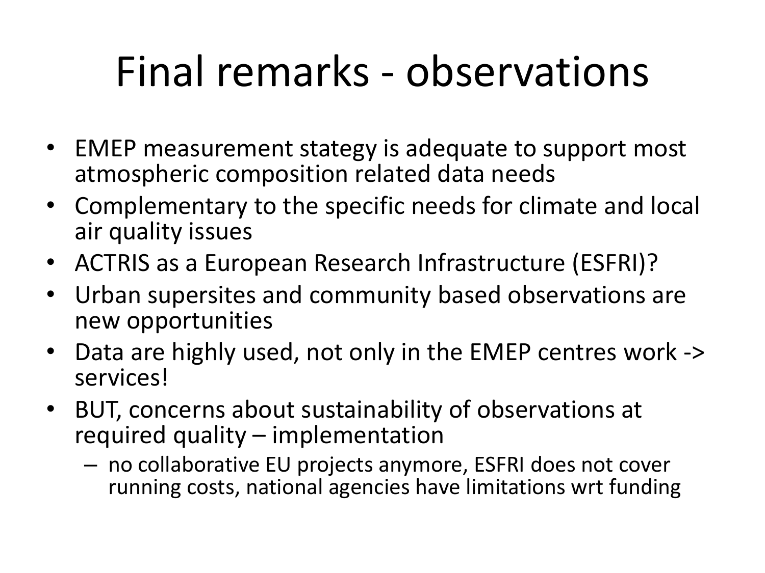# Final remarks - observations

- EMEP measurement stategy is adequate to support most atmospheric composition related data needs
- Complementary to the specific needs for climate and local air quality issues
- ACTRIS as a European Research Infrastructure (ESFRI)?
- Urban supersites and community based observations are new opportunities
- Data are highly used, not only in the EMEP centres work -> services!
- BUT, concerns about sustainability of observations at required quality – implementation
  - no collaborative EU projects anymore, ESFRI does not cover running costs, national agencies have limitations wrt funding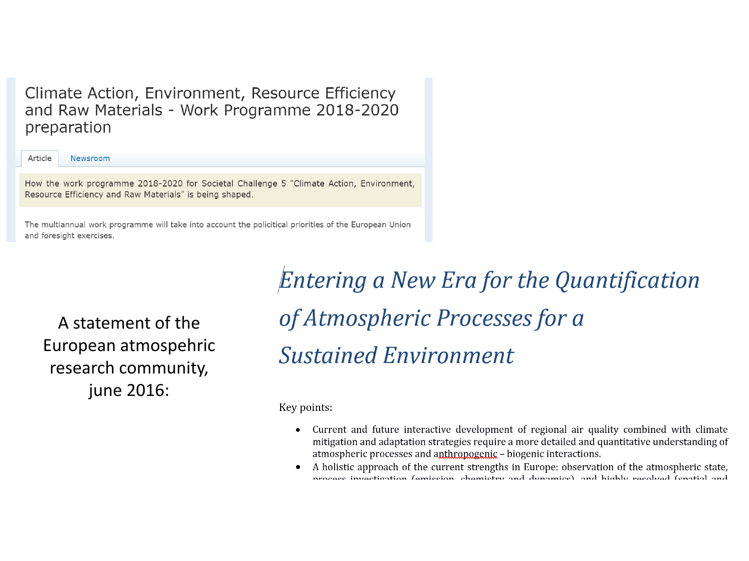Climate Action, Environment, Resource Efficiency and Raw Materials - Work Programme 2018-2020 preparation

Article | Newsroom

How the work programme 2018-2020 for Societal Challenge 5 "Climate Action, Environment, Resource Efficiency and Raw Materials" is being shaped.

The multiannual work programme will take into account the policitical priorities of the European Union and foresight exercises.

A statement of the European atmospehric research community, june 2016:

*Entering a New Era for the Quantification of Atmospheric Processes for a Sustained Environment*

Key points:

- Current and future interactive development of regional air quality combined with climate mitigation and adaptation strategies require a more detailed and quantitative understanding of atmospheric processes and anthropogenic – biogenic interactions.
- A holistic approach of the current strengths in Europe: observation of the atmospheric state, process investigation (emission, chemistry and dynamics), and highly resolved (spatial and